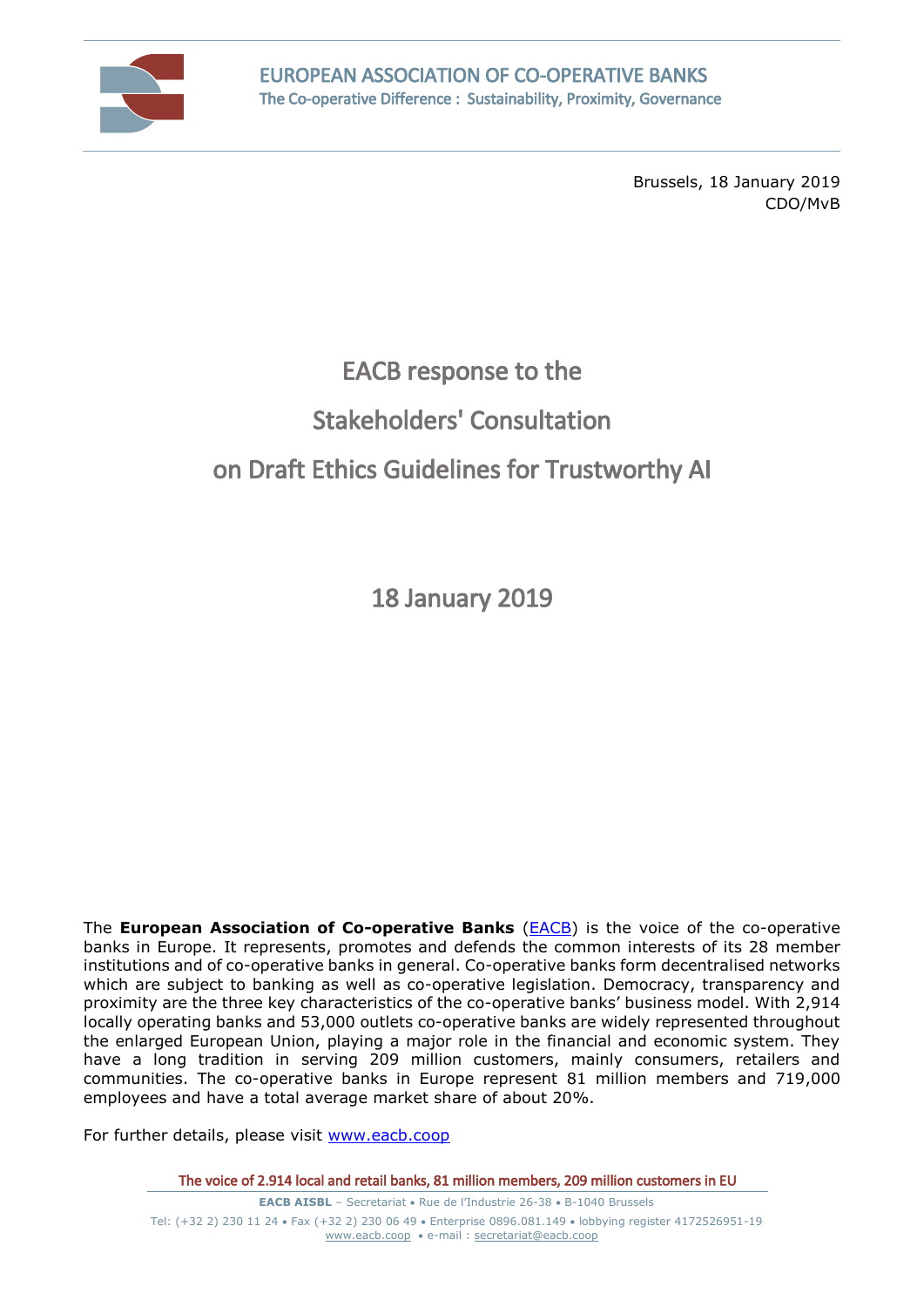EUROPEAN ASSOCIATION OF CO-OPERATIVE BANKS
The Co-operative Difference : Sustainability, Proximity, Governance

Brussels, 18 January 2019
CDO/MvB

# EACB response to the Stakeholders' Consultation on Draft Ethics Guidelines for Trustworthy AI

18 January 2019

The **European Association of Co-operative Banks** ([EACB](http://www.eacb.coop)) is the voice of the co-operative banks in Europe. It represents, promotes and defends the common interests of its 28 member institutions and of co-operative banks in general. Co-operative banks form decentralised networks which are subject to banking as well as co-operative legislation. Democracy, transparency and proximity are the three key characteristics of the co-operative banks' business model. With 2,914 locally operating banks and 53,000 outlets co-operative banks are widely represented throughout the enlarged European Union, playing a major role in the financial and economic system. They have a long tradition in serving 209 million customers, mainly consumers, retailers and communities. The co-operative banks in Europe represent 81 million members and 719,000 employees and have a total average market share of about 20%.

For further details, please visit [www.eacb.coop](http://www.eacb.coop)

The voice of 2.914 local and retail banks, 81 million members, 209 million customers in EU

**EACB AISBL** – Secretariat • Rue de l'Industrie 26-38 • B-1040 Brussels
Tel: (+32 2) 230 11 24 • Fax (+32 2) 230 06 49 • Enterprise 0896.081.149 • lobbying register 4172526951-19
www.eacb.coop • e-mail : secretariat@eacb.coop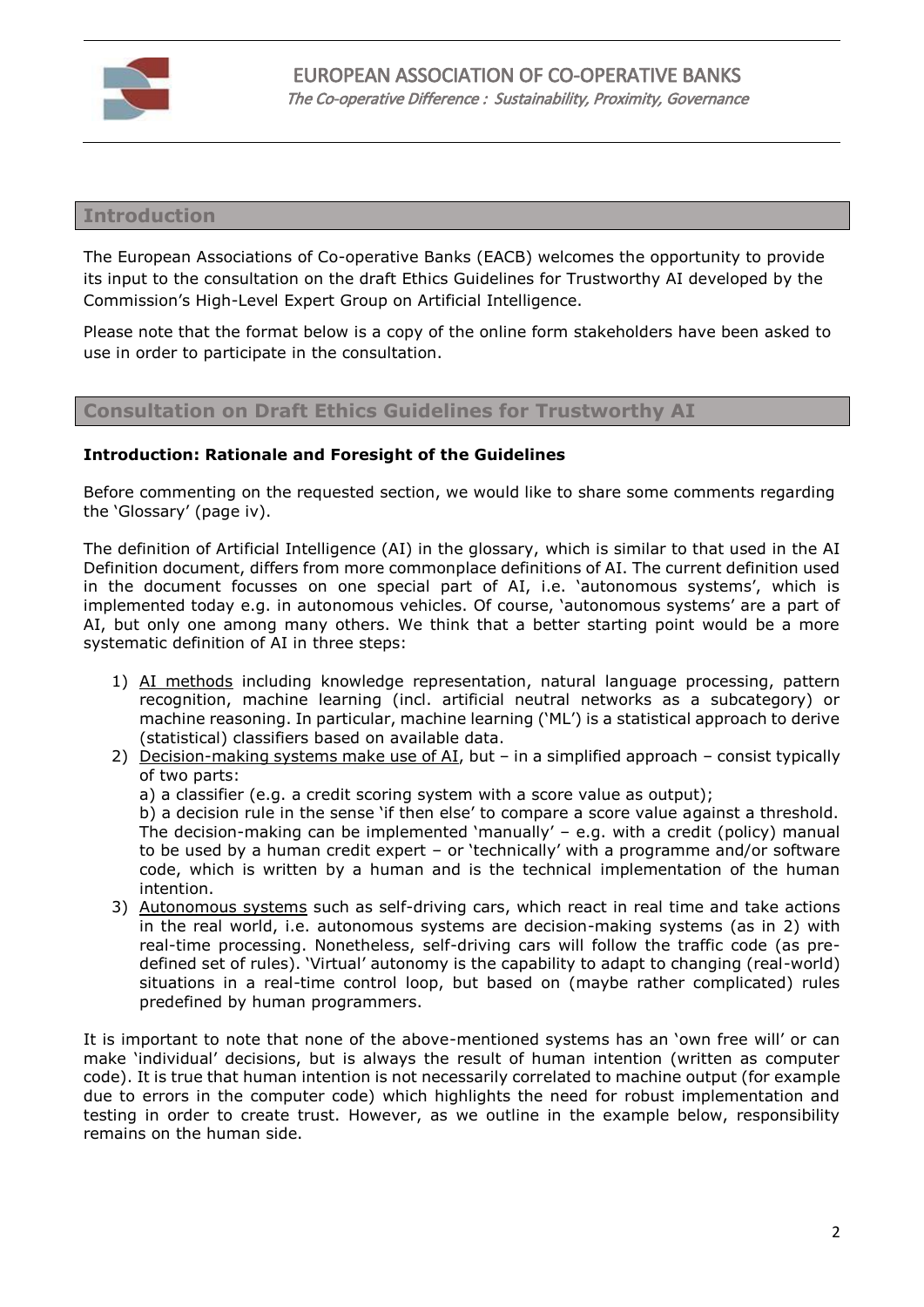## Introduction

The European Associations of Co-operative Banks (EACB) welcomes the opportunity to provide its input to the consultation on the draft Ethics Guidelines for Trustworthy AI developed by the Commission's High-Level Expert Group on Artificial Intelligence.

Please note that the format below is a copy of the online form stakeholders have been asked to use in order to participate in the consultation.

## Consultation on Draft Ethics Guidelines for Trustworthy AI

**Introduction: Rationale and Foresight of the Guidelines**

Before commenting on the requested section, we would like to share some comments regarding the 'Glossary' (page iv).

The definition of Artificial Intelligence (AI) in the glossary, which is similar to that used in the AI Definition document, differs from more commonplace definitions of AI. The current definition used in the document focusses on one special part of AI, i.e. 'autonomous systems', which is implemented today e.g. in autonomous vehicles. Of course, 'autonomous systems' are a part of AI, but only one among many others. We think that a better starting point would be a more systematic definition of AI in three steps:

1) AI methods including knowledge representation, natural language processing, pattern recognition, machine learning (incl. artificial neutral networks as a subcategory) or machine reasoning. In particular, machine learning ('ML') is a statistical approach to derive (statistical) classifiers based on available data.
2) Decision-making systems make use of AI, but – in a simplified approach – consist typically of two parts:
   a) a classifier (e.g. a credit scoring system with a score value as output);
   b) a decision rule in the sense 'if then else' to compare a score value against a threshold. The decision-making can be implemented 'manually' – e.g. with a credit (policy) manual to be used by a human credit expert – or 'technically' with a programme and/or software code, which is written by a human and is the technical implementation of the human intention.
3) Autonomous systems such as self-driving cars, which react in real time and take actions in the real world, i.e. autonomous systems are decision-making systems (as in 2) with real-time processing. Nonetheless, self-driving cars will follow the traffic code (as pre-defined set of rules). 'Virtual' autonomy is the capability to adapt to changing (real-world) situations in a real-time control loop, but based on (maybe rather complicated) rules predefined by human programmers.

It is important to note that none of the above-mentioned systems has an 'own free will' or can make 'individual' decisions, but is always the result of human intention (written as computer code). It is true that human intention is not necessarily correlated to machine output (for example due to errors in the computer code) which highlights the need for robust implementation and testing in order to create trust. However, as we outline in the example below, responsibility remains on the human side.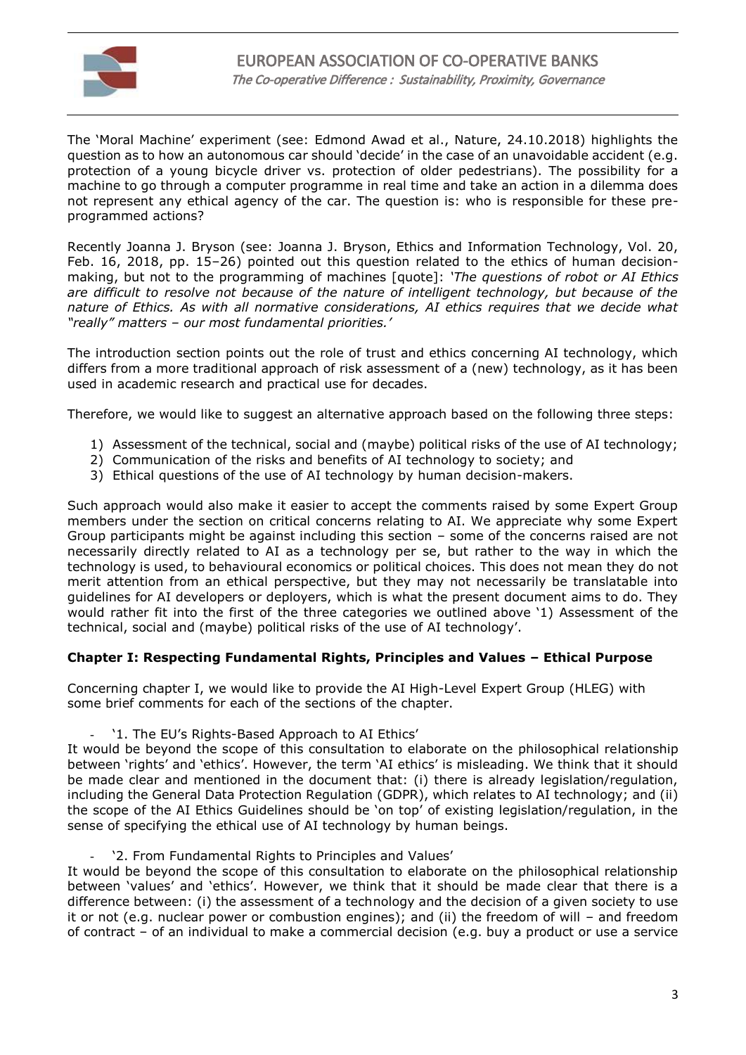The 'Moral Machine' experiment (see: Edmond Awad et al., Nature, 24.10.2018) highlights the question as to how an autonomous car should 'decide' in the case of an unavoidable accident (e.g. protection of a young bicycle driver vs. protection of older pedestrians). The possibility for a machine to go through a computer programme in real time and take an action in a dilemma does not represent any ethical agency of the car. The question is: who is responsible for these pre-programmed actions?

Recently Joanna J. Bryson (see: Joanna J. Bryson, Ethics and Information Technology, Vol. 20, Feb. 16, 2018, pp. 15–26) pointed out this question related to the ethics of human decision-making, but not to the programming of machines [quote]: *'The questions of robot or AI Ethics are difficult to resolve not because of the nature of intelligent technology, but because of the nature of Ethics. As with all normative considerations, AI ethics requires that we decide what "really" matters – our most fundamental priorities.'*

The introduction section points out the role of trust and ethics concerning AI technology, which differs from a more traditional approach of risk assessment of a (new) technology, as it has been used in academic research and practical use for decades.

Therefore, we would like to suggest an alternative approach based on the following three steps:

1) Assessment of the technical, social and (maybe) political risks of the use of AI technology;
2) Communication of the risks and benefits of AI technology to society; and
3) Ethical questions of the use of AI technology by human decision-makers.

Such approach would also make it easier to accept the comments raised by some Expert Group members under the section on critical concerns relating to AI. We appreciate why some Expert Group participants might be against including this section – some of the concerns raised are not necessarily directly related to AI as a technology per se, but rather to the way in which the technology is used, to behavioural economics or political choices. This does not mean they do not merit attention from an ethical perspective, but they may not necessarily be translatable into guidelines for AI developers or deployers, which is what the present document aims to do. They would rather fit into the first of the three categories we outlined above '1) Assessment of the technical, social and (maybe) political risks of the use of AI technology'.

**Chapter I: Respecting Fundamental Rights, Principles and Values – Ethical Purpose**

Concerning chapter I, we would like to provide the AI High-Level Expert Group (HLEG) with some brief comments for each of the sections of the chapter.

- '1. The EU's Rights-Based Approach to AI Ethics'

It would be beyond the scope of this consultation to elaborate on the philosophical relationship between 'rights' and 'ethics'. However, the term 'AI ethics' is misleading. We think that it should be made clear and mentioned in the document that: (i) there is already legislation/regulation, including the General Data Protection Regulation (GDPR), which relates to AI technology; and (ii) the scope of the AI Ethics Guidelines should be 'on top' of existing legislation/regulation, in the sense of specifying the ethical use of AI technology by human beings.

- '2. From Fundamental Rights to Principles and Values'

It would be beyond the scope of this consultation to elaborate on the philosophical relationship between 'values' and 'ethics'. However, we think that it should be made clear that there is a difference between: (i) the assessment of a technology and the decision of a given society to use it or not (e.g. nuclear power or combustion engines); and (ii) the freedom of will – and freedom of contract – of an individual to make a commercial decision (e.g. buy a product or use a service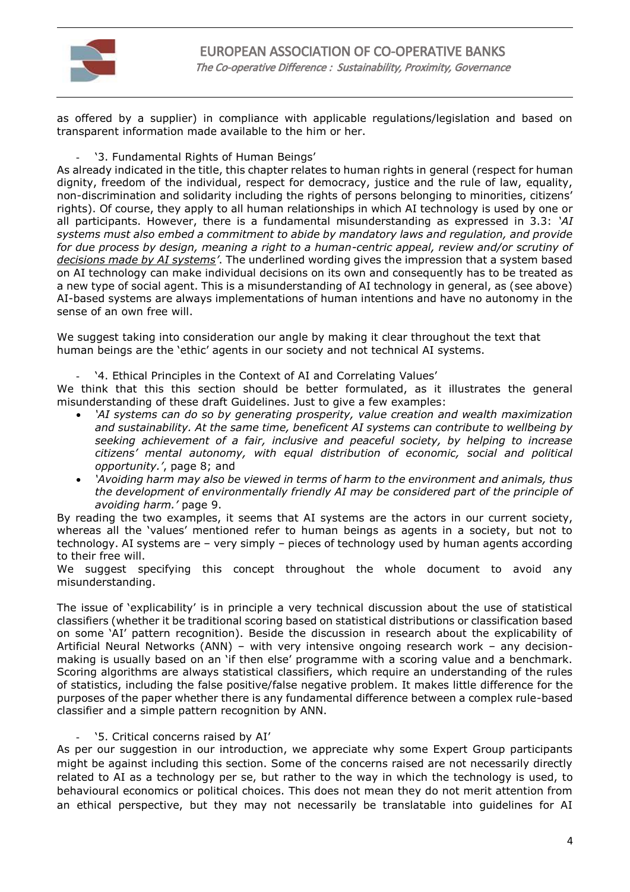as offered by a supplier) in compliance with applicable regulations/legislation and based on transparent information made available to the him or her.

- '3. Fundamental Rights of Human Beings'

As already indicated in the title, this chapter relates to human rights in general (respect for human dignity, freedom of the individual, respect for democracy, justice and the rule of law, equality, non-discrimination and solidarity including the rights of persons belonging to minorities, citizens' rights). Of course, they apply to all human relationships in which AI technology is used by one or all participants. However, there is a fundamental misunderstanding as expressed in 3.3: *'AI systems must also embed a commitment to abide by mandatory laws and regulation, and provide for due process by design, meaning a right to a human-centric appeal, review and/or scrutiny of <u>decisions made by AI systems</u>'*. The underlined wording gives the impression that a system based on AI technology can make individual decisions on its own and consequently has to be treated as a new type of social agent. This is a misunderstanding of AI technology in general, as (see above) AI-based systems are always implementations of human intentions and have no autonomy in the sense of an own free will.

We suggest taking into consideration our angle by making it clear throughout the text that human beings are the 'ethic' agents in our society and not technical AI systems.

- '4. Ethical Principles in the Context of AI and Correlating Values'

We think that this this section should be better formulated, as it illustrates the general misunderstanding of these draft Guidelines. Just to give a few examples:

- *'AI systems can do so by generating prosperity, value creation and wealth maximization and sustainability. At the same time, beneficent AI systems can contribute to wellbeing by seeking achievement of a fair, inclusive and peaceful society, by helping to increase citizens' mental autonomy, with equal distribution of economic, social and political opportunity.'*, page 8; and
- *'Avoiding harm may also be viewed in terms of harm to the environment and animals, thus the development of environmentally friendly AI may be considered part of the principle of avoiding harm.'* page 9.

By reading the two examples, it seems that AI systems are the actors in our current society, whereas all the 'values' mentioned refer to human beings as agents in a society, but not to technology. AI systems are – very simply – pieces of technology used by human agents according to their free will.

We suggest specifying this concept throughout the whole document to avoid any misunderstanding.

The issue of 'explicability' is in principle a very technical discussion about the use of statistical classifiers (whether it be traditional scoring based on statistical distributions or classification based on some 'AI' pattern recognition). Beside the discussion in research about the explicability of Artificial Neural Networks (ANN) – with very intensive ongoing research work – any decision-making is usually based on an 'if then else' programme with a scoring value and a benchmark. Scoring algorithms are always statistical classifiers, which require an understanding of the rules of statistics, including the false positive/false negative problem. It makes little difference for the purposes of the paper whether there is any fundamental difference between a complex rule-based classifier and a simple pattern recognition by ANN.

- '5. Critical concerns raised by AI'

As per our suggestion in our introduction, we appreciate why some Expert Group participants might be against including this section. Some of the concerns raised are not necessarily directly related to AI as a technology per se, but rather to the way in which the technology is used, to behavioural economics or political choices. This does not mean they do not merit attention from an ethical perspective, but they may not necessarily be translatable into guidelines for AI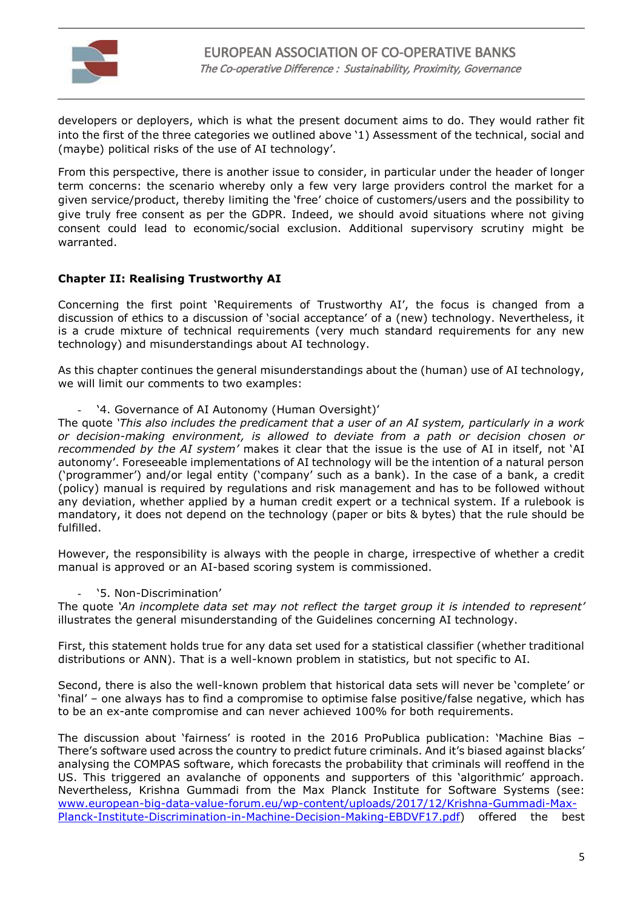developers or deployers, which is what the present document aims to do. They would rather fit into the first of the three categories we outlined above '1) Assessment of the technical, social and (maybe) political risks of the use of AI technology'.

From this perspective, there is another issue to consider, in particular under the header of longer term concerns: the scenario whereby only a few very large providers control the market for a given service/product, thereby limiting the 'free' choice of customers/users and the possibility to give truly free consent as per the GDPR. Indeed, we should avoid situations where not giving consent could lead to economic/social exclusion. Additional supervisory scrutiny might be warranted.

## Chapter II: Realising Trustworthy AI

Concerning the first point 'Requirements of Trustworthy AI', the focus is changed from a discussion of ethics to a discussion of 'social acceptance' of a (new) technology. Nevertheless, it is a crude mixture of technical requirements (very much standard requirements for any new technology) and misunderstandings about AI technology.

As this chapter continues the general misunderstandings about the (human) use of AI technology, we will limit our comments to two examples:

- '4. Governance of AI Autonomy (Human Oversight)'

The quote *'This also includes the predicament that a user of an AI system, particularly in a work or decision-making environment, is allowed to deviate from a path or decision chosen or recommended by the AI system'* makes it clear that the issue is the use of AI in itself, not 'AI autonomy'. Foreseeable implementations of AI technology will be the intention of a natural person ('programmer') and/or legal entity ('company' such as a bank). In the case of a bank, a credit (policy) manual is required by regulations and risk management and has to be followed without any deviation, whether applied by a human credit expert or a technical system. If a rulebook is mandatory, it does not depend on the technology (paper or bits & bytes) that the rule should be fulfilled.

However, the responsibility is always with the people in charge, irrespective of whether a credit manual is approved or an AI-based scoring system is commissioned.

- '5. Non-Discrimination'

The quote *'An incomplete data set may not reflect the target group it is intended to represent'* illustrates the general misunderstanding of the Guidelines concerning AI technology.

First, this statement holds true for any data set used for a statistical classifier (whether traditional distributions or ANN). That is a well-known problem in statistics, but not specific to AI.

Second, there is also the well-known problem that historical data sets will never be 'complete' or 'final' – one always has to find a compromise to optimise false positive/false negative, which has to be an ex-ante compromise and can never achieved 100% for both requirements.

The discussion about 'fairness' is rooted in the 2016 ProPublica publication: 'Machine Bias – There's software used across the country to predict future criminals. And it's biased against blacks' analysing the COMPAS software, which forecasts the probability that criminals will reoffend in the US. This triggered an avalanche of opponents and supporters of this 'algorithmic' approach. Nevertheless, Krishna Gummadi from the Max Planck Institute for Software Systems (see: [www.european-big-data-value-forum.eu/wp-content/uploads/2017/12/Krishna-Gummadi-Max-Planck-Institute-Discrimination-in-Machine-Decision-Making-EBDVF17.pdf](www.european-big-data-value-forum.eu/wp-content/uploads/2017/12/Krishna-Gummadi-Max-Planck-Institute-Discrimination-in-Machine-Decision-Making-EBDVF17.pdf)) offered the best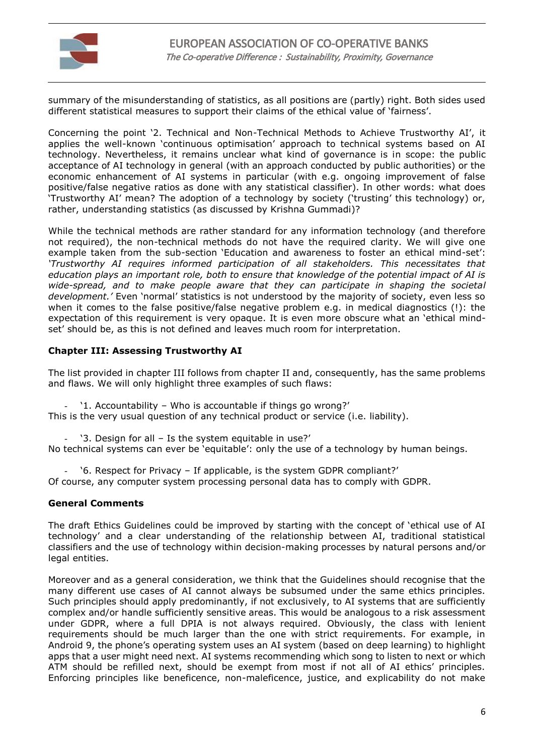summary of the misunderstanding of statistics, as all positions are (partly) right. Both sides used different statistical measures to support their claims of the ethical value of 'fairness'.

Concerning the point '2. Technical and Non-Technical Methods to Achieve Trustworthy AI', it applies the well-known 'continuous optimisation' approach to technical systems based on AI technology. Nevertheless, it remains unclear what kind of governance is in scope: the public acceptance of AI technology in general (with an approach conducted by public authorities) or the economic enhancement of AI systems in particular (with e.g. ongoing improvement of false positive/false negative ratios as done with any statistical classifier). In other words: what does 'Trustworthy AI' mean? The adoption of a technology by society ('trusting' this technology) or, rather, understanding statistics (as discussed by Krishna Gummadi)?

While the technical methods are rather standard for any information technology (and therefore not required), the non-technical methods do not have the required clarity. We will give one example taken from the sub-section 'Education and awareness to foster an ethical mind-set': *'Trustworthy AI requires informed participation of all stakeholders. This necessitates that education plays an important role, both to ensure that knowledge of the potential impact of AI is wide-spread, and to make people aware that they can participate in shaping the societal development.'* Even 'normal' statistics is not understood by the majority of society, even less so when it comes to the false positive/false negative problem e.g. in medical diagnostics (!): the expectation of this requirement is very opaque. It is even more obscure what an 'ethical mind-set' should be, as this is not defined and leaves much room for interpretation.

**Chapter III: Assessing Trustworthy AI**

The list provided in chapter III follows from chapter II and, consequently, has the same problems and flaws. We will only highlight three examples of such flaws:

- '1. Accountability – Who is accountable if things go wrong?'

This is the very usual question of any technical product or service (i.e. liability).

- '3. Design for all – Is the system equitable in use?'

No technical systems can ever be 'equitable': only the use of a technology by human beings.

- '6. Respect for Privacy – If applicable, is the system GDPR compliant?'

Of course, any computer system processing personal data has to comply with GDPR.

**General Comments**

The draft Ethics Guidelines could be improved by starting with the concept of 'ethical use of AI technology' and a clear understanding of the relationship between AI, traditional statistical classifiers and the use of technology within decision-making processes by natural persons and/or legal entities.

Moreover and as a general consideration, we think that the Guidelines should recognise that the many different use cases of AI cannot always be subsumed under the same ethics principles. Such principles should apply predominantly, if not exclusively, to AI systems that are sufficiently complex and/or handle sufficiently sensitive areas. This would be analogous to a risk assessment under GDPR, where a full DPIA is not always required. Obviously, the class with lenient requirements should be much larger than the one with strict requirements. For example, in Android 9, the phone's operating system uses an AI system (based on deep learning) to highlight apps that a user might need next. AI systems recommending which song to listen to next or which ATM should be refilled next, should be exempt from most if not all of AI ethics' principles. Enforcing principles like beneficence, non-maleficence, justice, and explicability do not make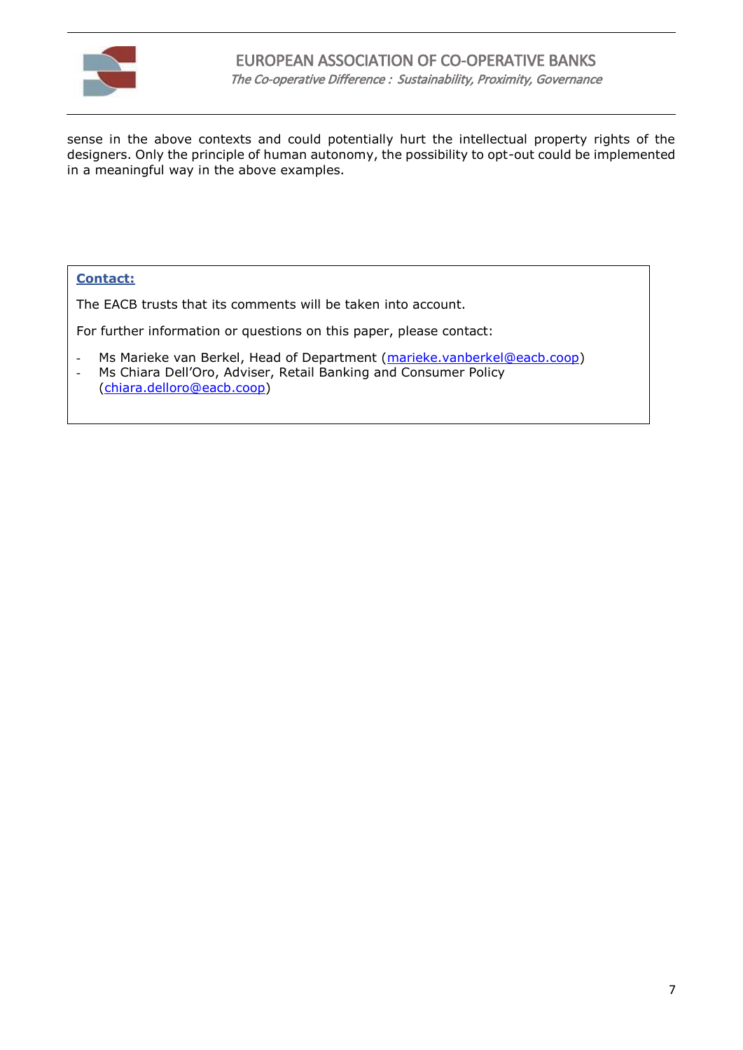sense in the above contexts and could potentially hurt the intellectual property rights of the designers. Only the principle of human autonomy, the possibility to opt-out could be implemented in a meaningful way in the above examples.

**Contact:**

The EACB trusts that its comments will be taken into account.

For further information or questions on this paper, please contact:

- Ms Marieke van Berkel, Head of Department (marieke.vanberkel@eacb.coop)
- Ms Chiara Dell'Oro, Adviser, Retail Banking and Consumer Policy (chiara.delloro@eacb.coop)